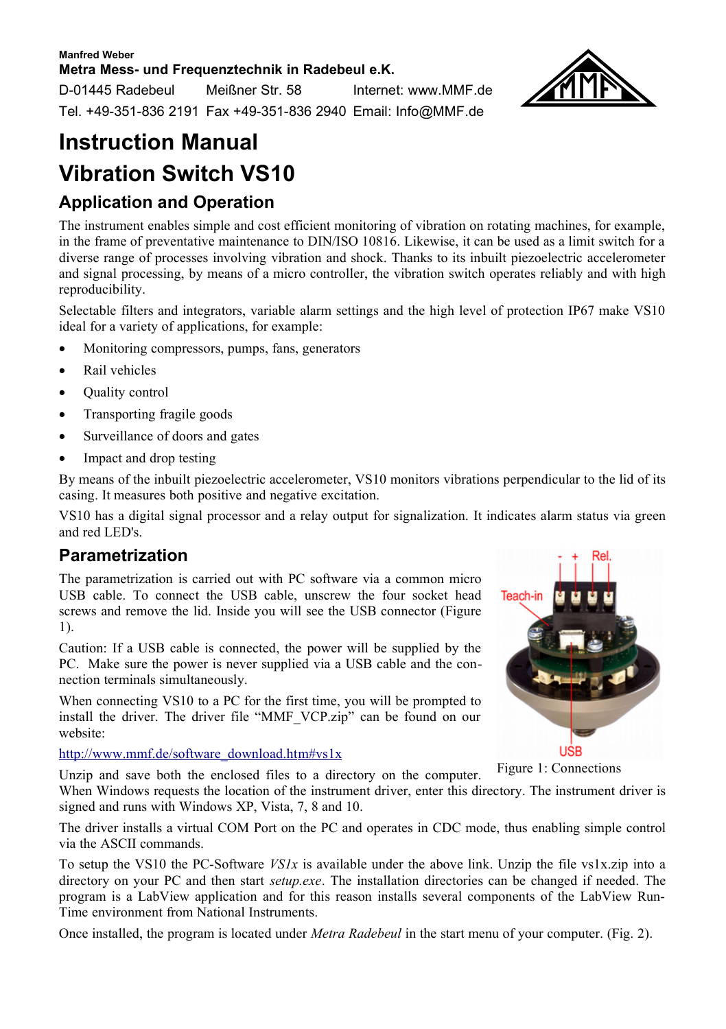Manfred Weber

**Metra Mess- und Frequenztechnik in Radebeul e.K.**

D-01445 Radebeul Meißner Str. 58 Internet: www.MMF.de

Tel. +49-351-836 2191 Fax +49-351-836 2940 Email: Info@MMF.de

# Instruction Manual

# Vibration Switch VS10

## Application and Operation

The instrument enables simple and cost efficient monitoring of vibration on rotating machines, for example, in the frame of preventative maintenance to DIN/ISO 10816. Likewise, it can be used as a limit switch for a diverse range of processes involving vibration and shock. Thanks to its inbuilt piezoelectric accelerometer and signal processing, by means of a micro controller, the vibration switch operates reliably and with high reproducibility.

Selectable filters and integrators, variable alarm settings and the high level of protection IP67 make VS10 ideal for a variety of applications, for example:

- Monitoring compressors, pumps, fans, generators
- Rail vehicles
- Quality control
- Transporting fragile goods
- Surveillance of doors and gates
- Impact and drop testing

By means of the inbuilt piezoelectric accelerometer, VS10 monitors vibrations perpendicular to the lid of its casing. It measures both positive and negative excitation.

VS10 has a digital signal processor and a relay output for signalization. It indicates alarm status via green and red LED's.

## Parametrization

The parametrization is carried out with PC software via a common micro USB cable. To connect the USB cable, unscrew the four socket head screws and remove the lid. Inside you will see the USB connector (Figure 1).

Caution: If a USB cable is connected, the power will be supplied by the PC. Make sure the power is never supplied via a USB cable and the connection terminals simultaneously.

When connecting VS10 to a PC for the first time, you will be prompted to install the driver. The driver file "MMF_VCP.zip" can be found on our website:

http://www.mmf.de/software_download.htm#vs1x

Figure 1: Connections

Unzip and save both the enclosed files to a directory on the computer. When Windows requests the location of the instrument driver, enter this directory. The instrument driver is signed and runs with Windows XP, Vista, 7, 8 and 10.

The driver installs a virtual COM Port on the PC and operates in CDC mode, thus enabling simple control via the ASCII commands.

To setup the VS10 the PC-Software *VS1x* is available under the above link. Unzip the file vs1x.zip into a directory on your PC and then start *setup.exe*. The installation directories can be changed if needed. The program is a LabView application and for this reason installs several components of the LabView Run-Time environment from National Instruments.

Once installed, the program is located under *Metra Radebeul* in the start menu of your computer. (Fig. 2).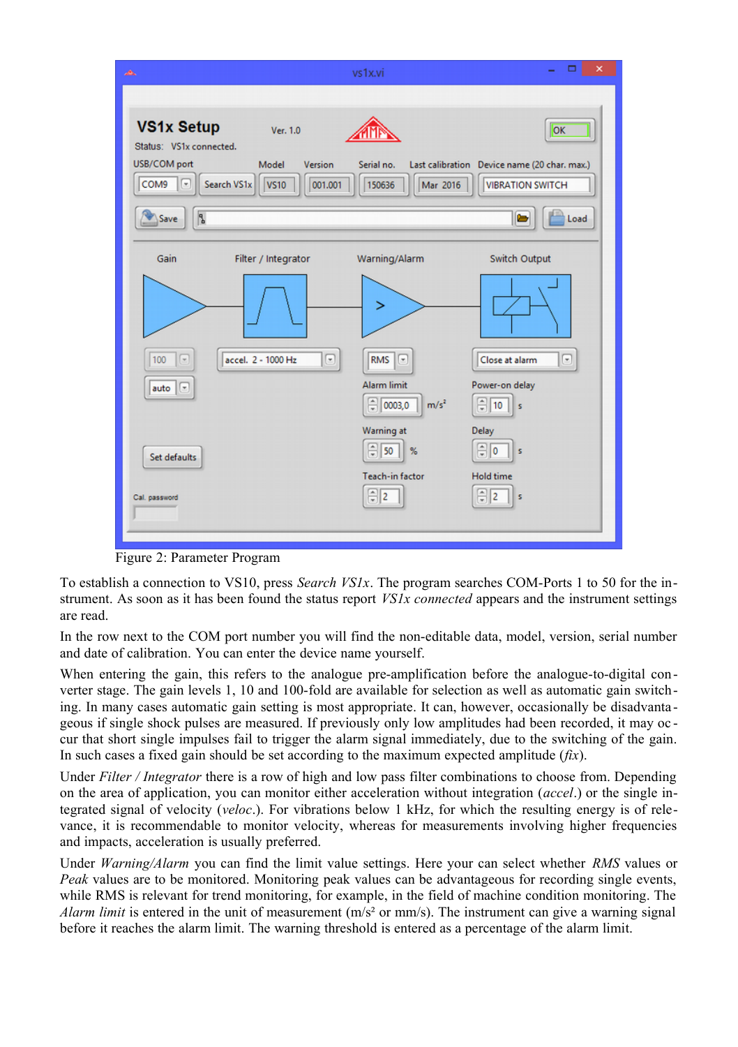Figure 2: Parameter Program

To establish a connection to VS10, press *Search VS1x*. The program searches COM-Ports 1 to 50 for the instrument. As soon as it has been found the status report *VS1x connected* appears and the instrument settings are read.

In the row next to the COM port number you will find the non-editable data, model, version, serial number and date of calibration. You can enter the device name yourself.

When entering the gain, this refers to the analogue pre-amplification before the analogue-to-digital converter stage. The gain levels 1, 10 and 100-fold are available for selection as well as automatic gain switching. In many cases automatic gain setting is most appropriate. It can, however, occasionally be disadvantageous if single shock pulses are measured. If previously only low amplitudes had been recorded, it may occur that short single impulses fail to trigger the alarm signal immediately, due to the switching of the gain. In such cases a fixed gain should be set according to the maximum expected amplitude (*fix*).

Under *Filter / Integrator* there is a row of high and low pass filter combinations to choose from. Depending on the area of application, you can monitor either acceleration without integration (*accel*.) or the single integrated signal of velocity (*veloc*.). For vibrations below 1 kHz, for which the resulting energy is of relevance, it is recommendable to monitor velocity, whereas for measurements involving higher frequencies and impacts, acceleration is usually preferred.

Under *Warning/Alarm* you can find the limit value settings. Here your can select whether *RMS* values or *Peak* values are to be monitored. Monitoring peak values can be advantageous for recording single events, while RMS is relevant for trend monitoring, for example, in the field of machine condition monitoring. The *Alarm limit* is entered in the unit of measurement (m/s² or mm/s). The instrument can give a warning signal before it reaches the alarm limit. The warning threshold is entered as a percentage of the alarm limit.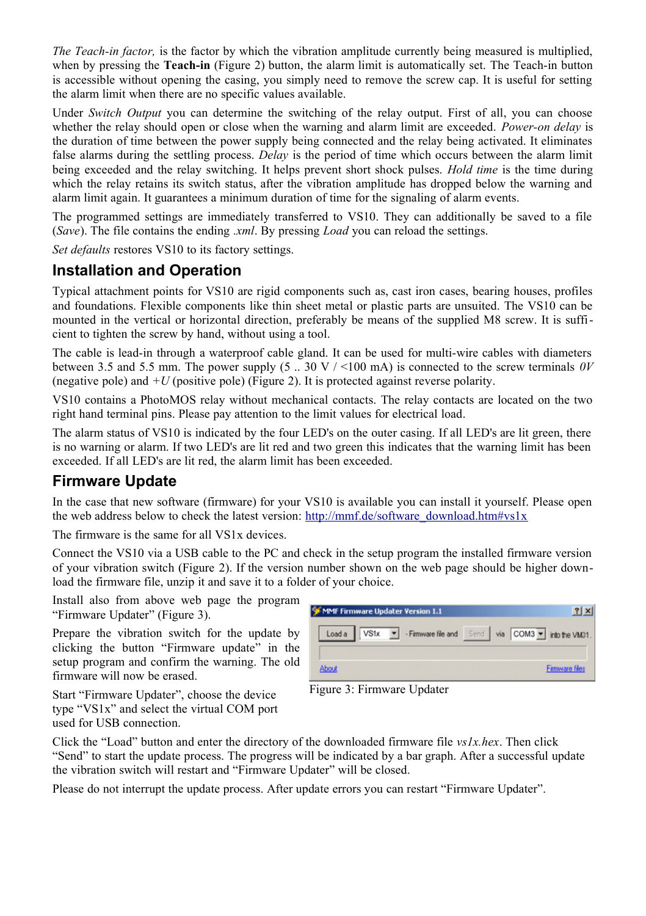*The Teach-in factor,* is the factor by which the vibration amplitude currently being measured is multiplied, when by pressing the **Teach-in** (Figure 2) button, the alarm limit is automatically set. The Teach-in button is accessible without opening the casing, you simply need to remove the screw cap. It is useful for setting the alarm limit when there are no specific values available.

Under *Switch Output* you can determine the switching of the relay output. First of all, you can choose whether the relay should open or close when the warning and alarm limit are exceeded. *Power-on delay* is the duration of time between the power supply being connected and the relay being activated. It eliminates false alarms during the settling process. *Delay* is the period of time which occurs between the alarm limit being exceeded and the relay switching. It helps prevent short shock pulses. *Hold time* is the time during which the relay retains its switch status, after the vibration amplitude has dropped below the warning and alarm limit again. It guarantees a minimum duration of time for the signaling of alarm events.

The programmed settings are immediately transferred to VS10. They can additionally be saved to a file (*Save*). The file contains the ending *.xml*. By pressing *Load* you can reload the settings.

*Set defaults* restores VS10 to its factory settings.

## Installation and Operation

Typical attachment points for VS10 are rigid components such as, cast iron cases, bearing houses, profiles and foundations. Flexible components like thin sheet metal or plastic parts are unsuited. The VS10 can be mounted in the vertical or horizontal direction, preferably be means of the supplied M8 screw. It is sufficient to tighten the screw by hand, without using a tool.

The cable is lead-in through a waterproof cable gland. It can be used for multi-wire cables with diameters between 3.5 and 5.5 mm. The power supply (5 .. 30 V / <100 mA) is connected to the screw terminals *0V* (negative pole) and *+U* (positive pole) (Figure 2). It is protected against reverse polarity.

VS10 contains a PhotoMOS relay without mechanical contacts. The relay contacts are located on the two right hand terminal pins. Please pay attention to the limit values for electrical load.

The alarm status of VS10 is indicated by the four LED's on the outer casing. If all LED's are lit green, there is no warning or alarm. If two LED's are lit red and two green this indicates that the warning limit has been exceeded. If all LED's are lit red, the alarm limit has been exceeded.

## Firmware Update

In the case that new software (firmware) for your VS10 is available you can install it yourself. Please open the web address below to check the latest version: http://mmf.de/software_download.htm#vs1x

The firmware is the same for all VS1x devices.

Connect the VS10 via a USB cable to the PC and check in the setup program the installed firmware version of your vibration switch (Figure 2). If the version number shown on the web page should be higher download the firmware file, unzip it and save it to a folder of your choice.

Install also from above web page the program "Firmware Updater" (Figure 3).

Prepare the vibration switch for the update by clicking the button "Firmware update" in the setup program and confirm the warning. The old firmware will now be erased.

Start "Firmware Updater", choose the device type "VS1x" and select the virtual COM port used for USB connection.

Figure 3: Firmware Updater

Click the "Load" button and enter the directory of the downloaded firmware file *vs1x.hex*. Then click "Send" to start the update process. The progress will be indicated by a bar graph. After a successful update the vibration switch will restart and "Firmware Updater" will be closed.

Please do not interrupt the update process. After update errors you can restart "Firmware Updater".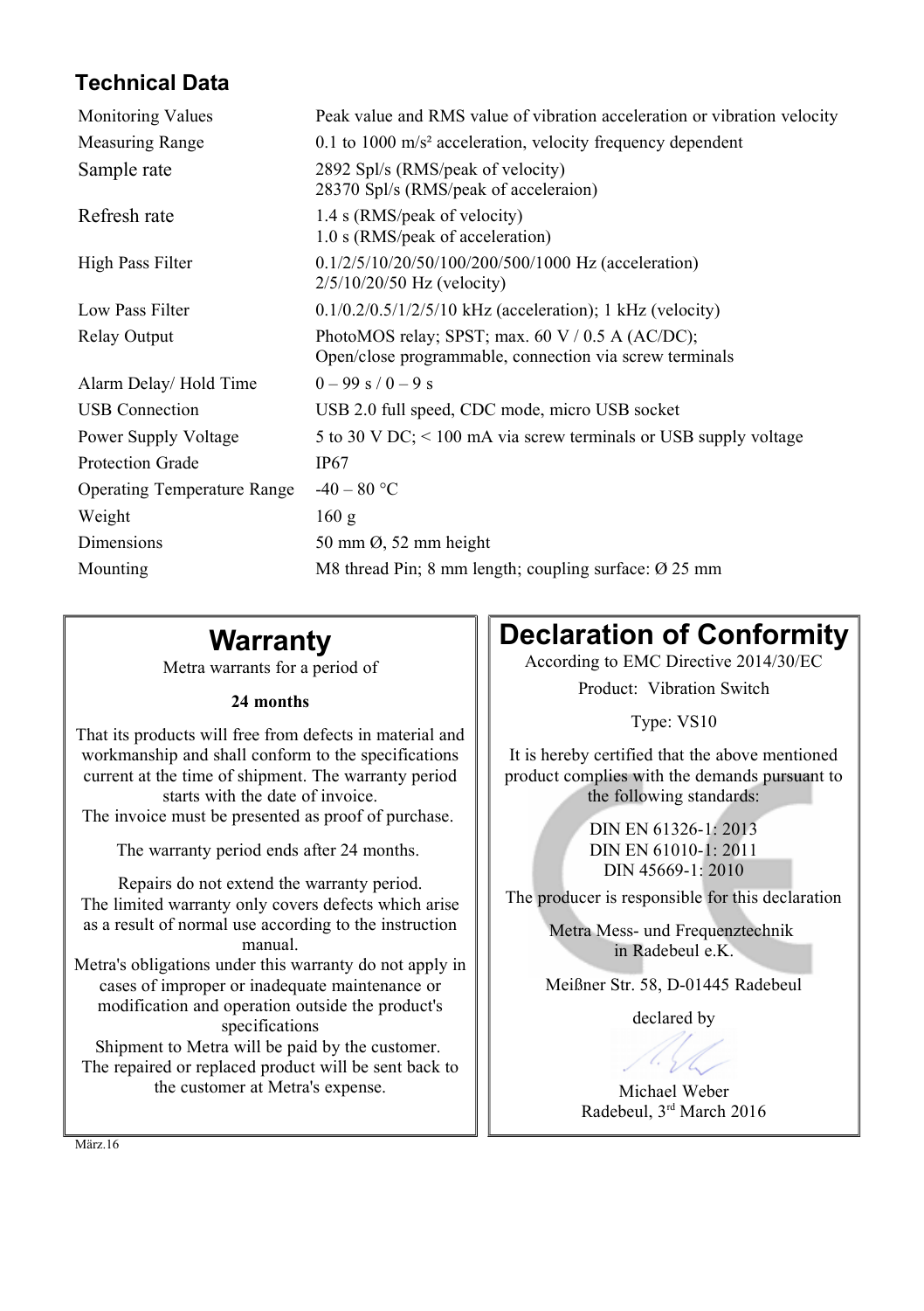## Technical Data

| | |
|---|---|
| Monitoring Values | Peak value and RMS value of vibration acceleration or vibration velocity |
| Measuring Range | 0.1 to 1000 m/s² acceleration, velocity frequency dependent |
| Sample rate | 2892 Spl/s (RMS/peak of velocity)<br>28370 Spl/s (RMS/peak of acceleraion) |
| Refresh rate | 1.4 s (RMS/peak of velocity)<br>1.0 s (RMS/peak of acceleration) |
| High Pass Filter | 0.1/2/5/10/20/50/100/200/500/1000 Hz (acceleration)<br>2/5/10/20/50 Hz (velocity) |
| Low Pass Filter | 0.1/0.2/0.5/1/2/5/10 kHz (acceleration); 1 kHz (velocity) |
| Relay Output | PhotoMOS relay; SPST; max. 60 V / 0.5 A (AC/DC);<br>Open/close programmable, connection via screw terminals |
| Alarm Delay/ Hold Time | 0 – 99 s / 0 – 9 s |
| USB Connection | USB 2.0 full speed, CDC mode, micro USB socket |
| Power Supply Voltage | 5 to 30 V DC; < 100 mA via screw terminals or USB supply voltage |
| Protection Grade | IP67 |
| Operating Temperature Range | -40 – 80 °C |
| Weight | 160 g |
| Dimensions | 50 mm Ø, 52 mm height |
| Mounting | M8 thread Pin; 8 mm length; coupling surface: Ø 25 mm |

## Warranty

Metra warrants for a period of

**24 months**

That its products will free from defects in material and workmanship and shall conform to the specifications current at the time of shipment. The warranty period starts with the date of invoice.
The invoice must be presented as proof of purchase.

The warranty period ends after 24 months.

Repairs do not extend the warranty period.
The limited warranty only covers defects which arise as a result of normal use according to the instruction manual.
Metra's obligations under this warranty do not apply in cases of improper or inadequate maintenance or modification and operation outside the product's specifications
Shipment to Metra will be paid by the customer.
The repaired or replaced product will be sent back to the customer at Metra's expense.

## Declaration of Conformity

According to EMC Directive 2014/30/EC

Product: Vibration Switch

Type: VS10

It is hereby certified that the above mentioned product complies with the demands pursuant to the following standards:

DIN EN 61326-1: 2013
DIN EN 61010-1: 2011
DIN 45669-1: 2010

The producer is responsible for this declaration

Metra Mess- und Frequenztechnik
in Radebeul e.K.

Meißner Str. 58, D-01445 Radebeul

declared by

Michael Weber
Radebeul, 3rd March 2016

März.16